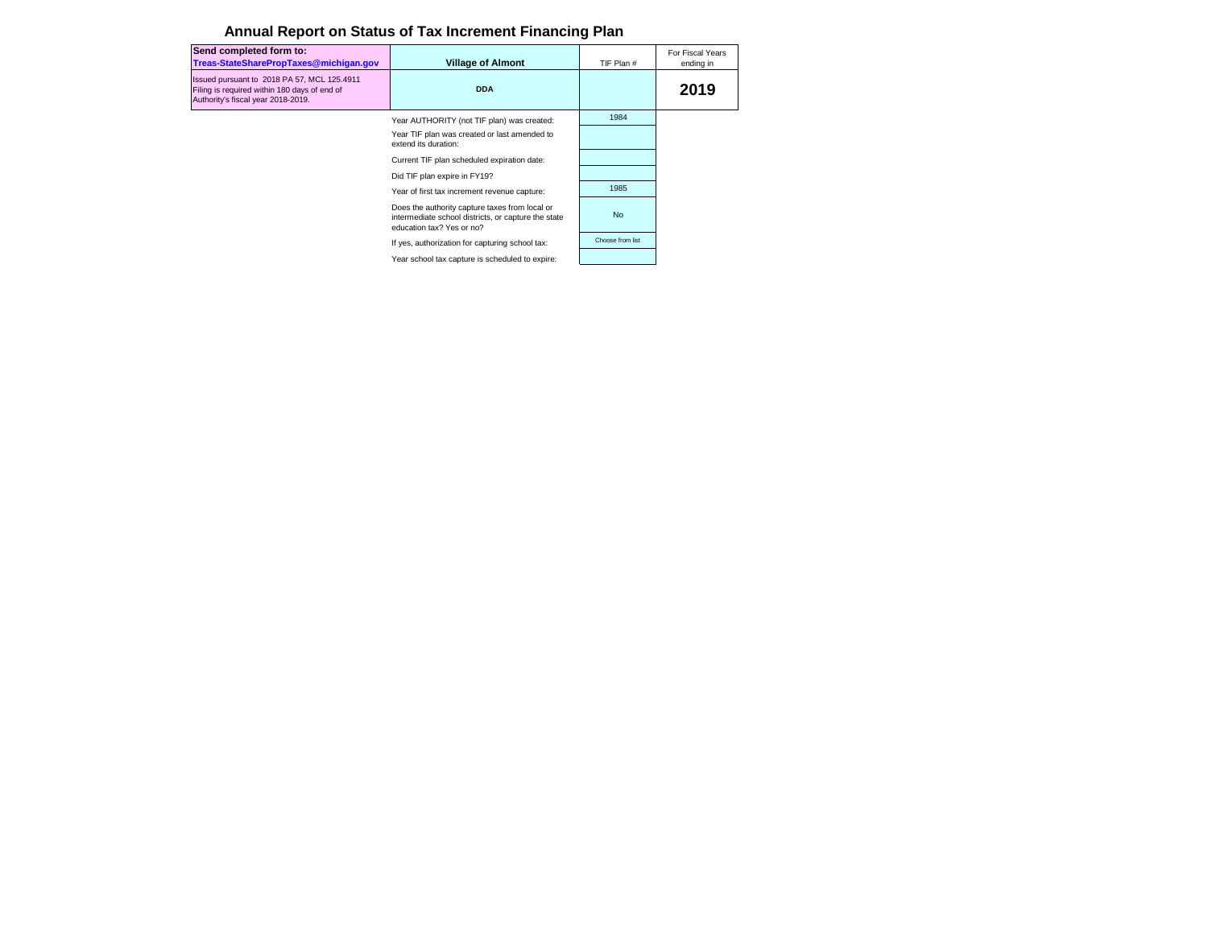# Annual Report on Status of Tax Increment Financing Plan

| Send completed form to: Treas-StateSharePropTaxes@michigan.gov | Village of Almont | TIF Plan # | For Fiscal Years ending in |
| --- | --- | --- | --- |
| Issued pursuant to 2018 PA 57, MCL 125.4911 Filing is required within 180 days of end of Authority's fiscal year 2018-2019. | DDA | | 2019 |

| | |
| --- | --- |
| Year AUTHORITY (not TIF plan) was created: | 1984 |
| Year TIF plan was created or last amended to extend its duration: | |
| Current TIF plan scheduled expiration date: | |
| Did TIF plan expire in FY19? | |
| Year of first tax increment revenue capture: | 1985 |
| Does the authority capture taxes from local or intermediate school districts, or capture the state education tax? Yes or no? | No |
| If yes, authorization for capturing school tax: | Choose from list |
| Year school tax capture is scheduled to expire: | |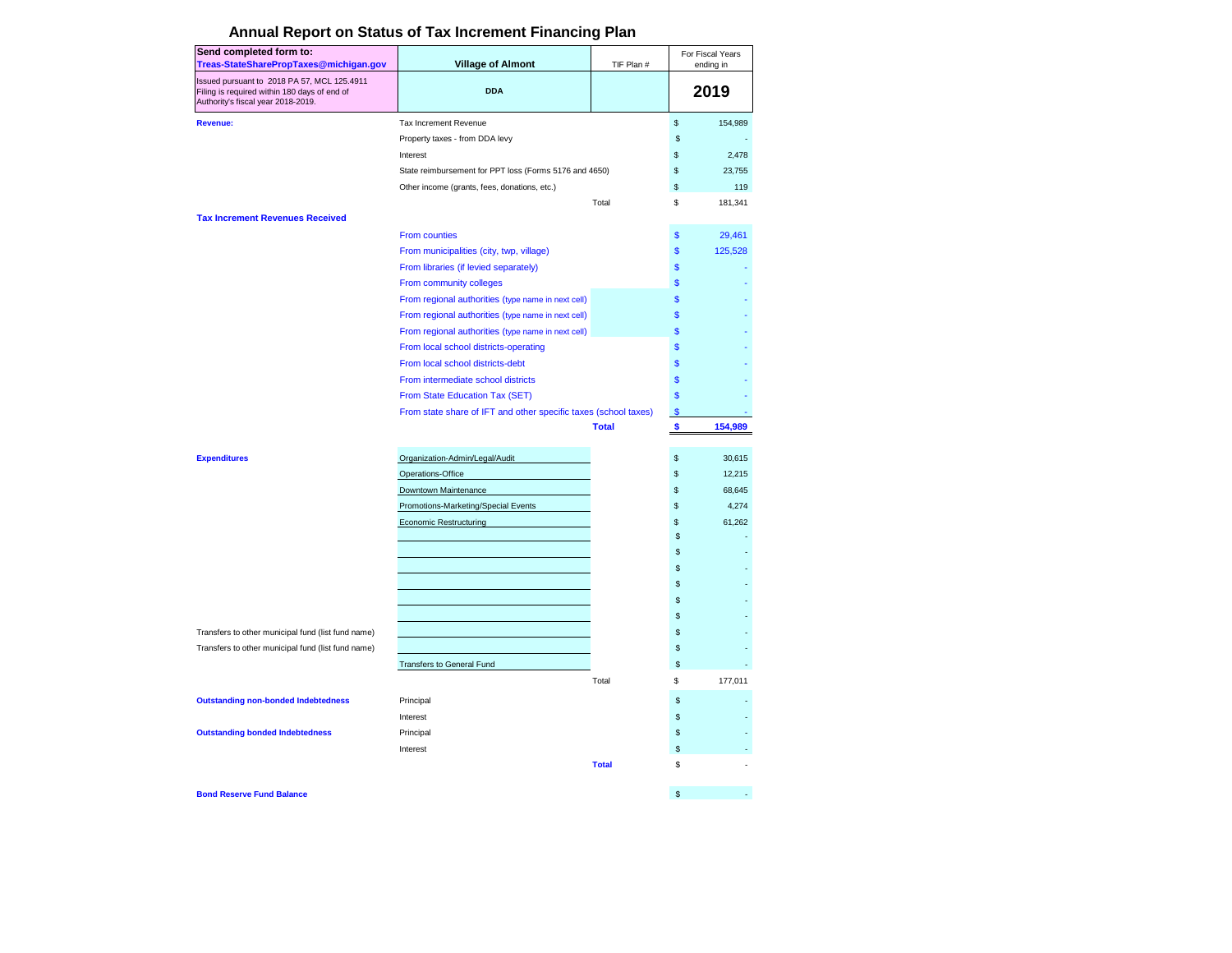# Annual Report on Status of Tax Increment Financing Plan

| Send completed form to: Treas-StateSharePropTaxes@michigan.gov | Village of Almont | TIF Plan # | For Fiscal Years ending in |
|---|---|---|---|
| Issued pursuant to 2018 PA 57, MCL 125.4911 Filing is required within 180 days of end of Authority's fiscal year 2018-2019. | DDA | | 2019 |

| | | | |
|---|---|---|---|
| **Revenue:** | Tax Increment Revenue | | $ 154,989 |
| | Property taxes - from DDA levy | | $ - |
| | Interest | | $ 2,478 |
| | State reimbursement for PPT loss (Forms 5176 and 4650) | | $ 23,755 |
| | Other income (grants, fees, donations, etc.) | | $ 119 |
| | | Total | $ 181,341 |
| **Tax Increment Revenues Received** | | | |
| | From counties | | $ 29,461 |
| | From municipalities (city, twp, village) | | $ 125,528 |
| | From libraries (if levied separately) | | $ - |
| | From community colleges | | $ - |
| | From regional authorities (type name in next cell) | | $ - |
| | From regional authorities (type name in next cell) | | $ - |
| | From regional authorities (type name in next cell) | | $ - |
| | From local school districts-operating | | $ - |
| | From local school districts-debt | | $ - |
| | From intermediate school districts | | $ - |
| | From State Education Tax (SET) | | $ - |
| | From state share of IFT and other specific taxes (school taxes) | | $ - |
| | | **Total** | **$ 154,989** |
| **Expenditures** | Organization-Admin/Legal/Audit | | $ 30,615 |
| | Operations-Office | | $ 12,215 |
| | Downtown Maintenance | | $ 68,645 |
| | Promotions-Marketing/Special Events | | $ 4,274 |
| | Economic Restructuring | | $ 61,262 |
| | | | $ - |
| | | | $ - |
| | | | $ - |
| | | | $ - |
| | | | $ - |
| | | | $ - |
| Transfers to other municipal fund (list fund name) | | | $ - |
| Transfers to other municipal fund (list fund name) | | | $ - |
| | Transfers to General Fund | | $ - |
| | | Total | $ 177,011 |
| **Outstanding non-bonded Indebtedness** | Principal | | $ - |
| | Interest | | $ - |
| **Outstanding bonded Indebtedness** | Principal | | $ - |
| | Interest | | $ - |
| | | **Total** | $ - |
| **Bond Reserve Fund Balance** | | | $ - |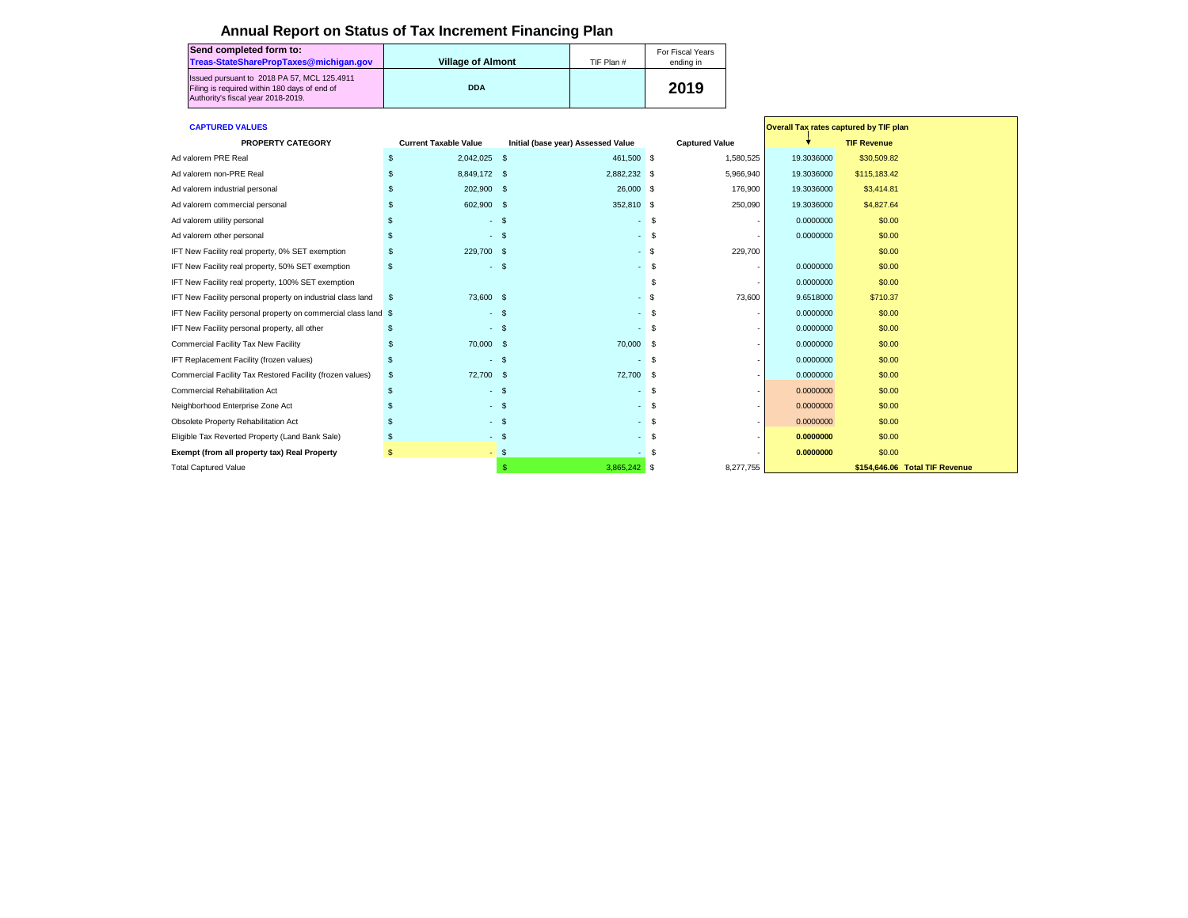# Annual Report on Status of Tax Increment Financing Plan

| | | | |
|---|---|---|---|
| **Send completed form to: Treas-StateSharePropTaxes@michigan.gov** | **Village of Almont** | TIF Plan # | For Fiscal Years ending in |
| Issued pursuant to 2018 PA 57, MCL 125.4911 Filing is required within 180 days of end of Authority's fiscal year 2018-2019. | **DDA** | | **2019** |

**CAPTURED VALUES**

| PROPERTY CATEGORY | Current Taxable Value | Initial (base year) Assessed Value | Captured Value | Overall Tax rates captured by TIF plan | TIF Revenue |
|---|---|---|---|---|---|
| Ad valorem PRE Real | $ 2,042,025 | $ 461,500 | $ 1,580,525 | 19.3036000 | $30,509.82 |
| Ad valorem non-PRE Real | $ 8,849,172 | $ 2,882,232 | $ 5,966,940 | 19.3036000 | $115,183.42 |
| Ad valorem industrial personal | $ 202,900 | $ 26,000 | $ 176,900 | 19.3036000 | $3,414.81 |
| Ad valorem commercial personal | $ 602,900 | $ 352,810 | $ 250,090 | 19.3036000 | $4,827.64 |
| Ad valorem utility personal | $ - | $ - | $ - | 0.0000000 | $0.00 |
| Ad valorem other personal | $ - | $ - | $ - | 0.0000000 | $0.00 |
| IFT New Facility real property, 0% SET exemption | $ 229,700 | $ - | $ 229,700 | | $0.00 |
| IFT New Facility real property, 50% SET exemption | $ - | $ - | $ - | 0.0000000 | $0.00 |
| IFT New Facility real property, 100% SET exemption | | | $ - | 0.0000000 | $0.00 |
| IFT New Facility personal property on industrial class land | $ 73,600 | $ - | $ 73,600 | 9.6518000 | $710.37 |
| IFT New Facility personal property on commercial class land | $ - | $ - | $ - | 0.0000000 | $0.00 |
| IFT New Facility personal property, all other | $ - | $ - | $ - | 0.0000000 | $0.00 |
| Commercial Facility Tax New Facility | $ 70,000 | $ 70,000 | $ - | 0.0000000 | $0.00 |
| IFT Replacement Facility (frozen values) | $ - | $ - | $ - | 0.0000000 | $0.00 |
| Commercial Facility Tax Restored Facility (frozen values) | $ 72,700 | $ 72,700 | $ - | 0.0000000 | $0.00 |
| Commercial Rehabilitation Act | $ - | $ - | $ - | 0.0000000 | $0.00 |
| Neighborhood Enterprise Zone Act | $ - | $ - | $ - | 0.0000000 | $0.00 |
| Obsolete Property Rehabilitation Act | $ - | $ - | $ - | 0.0000000 | $0.00 |
| Eligible Tax Reverted Property (Land Bank Sale) | $ - | $ - | $ - | **0.0000000** | $0.00 |
| **Exempt (from all property tax) Real Property** | $ - | $ - | $ - | **0.0000000** | $0.00 |
| Total Captured Value | | $ 3,865,242 | $ 8,277,755 | | **$154,646.06 Total TIF Revenue** |